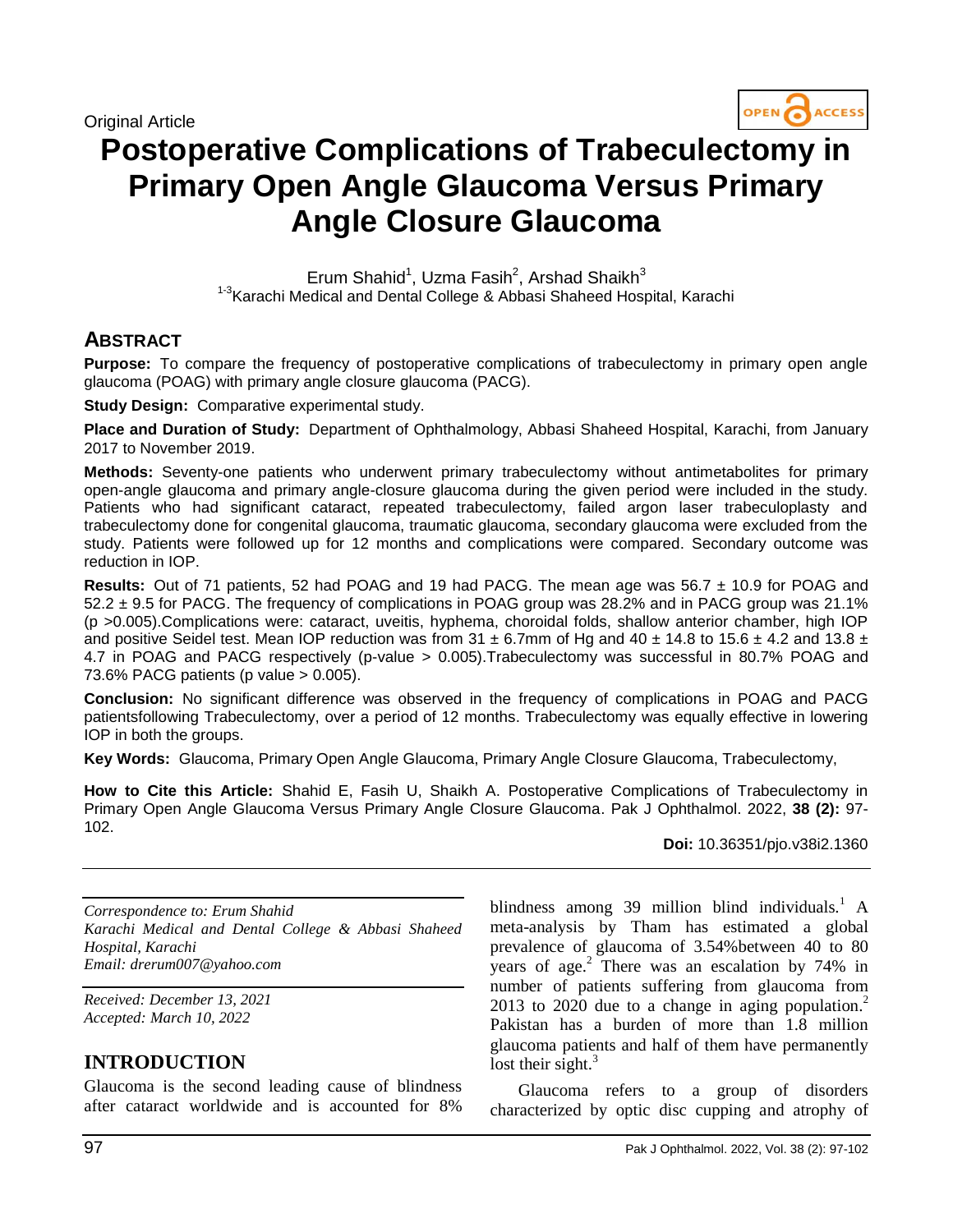Original Article

# Postoperative Complications of Trabeculectomy in Primary Open Angle Glaucoma Versus Primary Angle Closure Glaucoma

Erum Shahid[1], Uzma Fasih[2], Arshad Shaikh[3]

[1-3]Karachi Medical and Dental College & Abbasi Shaheed Hospital, Karachi

## ABSTRACT

**Purpose:** To compare the frequency of postoperative complications of trabeculectomy in primary open angle glaucoma (POAG) with primary angle closure glaucoma (PACG).

**Study Design:** Comparative experimental study.

**Place and Duration of Study:** Department of Ophthalmology, Abbasi Shaheed Hospital, Karachi, from January 2017 to November 2019.

**Methods:** Seventy-one patients who underwent primary trabeculectomy without antimetabolites for primary open-angle glaucoma and primary angle-closure glaucoma during the given period were included in the study. Patients who had significant cataract, repeated trabeculectomy, failed argon laser trabeculoplasty and trabeculectomy done for congenital glaucoma, traumatic glaucoma, secondary glaucoma were excluded from the study. Patients were followed up for 12 months and complications were compared. Secondary outcome was reduction in IOP.

**Results:** Out of 71 patients, 52 had POAG and 19 had PACG. The mean age was 56.7 ± 10.9 for POAG and 52.2 ± 9.5 for PACG. The frequency of complications in POAG group was 28.2% and in PACG group was 21.1% (p >0.005).Complications were: cataract, uveitis, hyphema, choroidal folds, shallow anterior chamber, high IOP and positive Seidel test. Mean IOP reduction was from 31 ± 6.7mm of Hg and 40 ± 14.8 to 15.6 ± 4.2 and 13.8 ± 4.7 in POAG and PACG respectively (p-value > 0.005).Trabeculectomy was successful in 80.7% POAG and 73.6% PACG patients (p value > 0.005).

**Conclusion:** No significant difference was observed in the frequency of complications in POAG and PACG patientsfollowing Trabeculectomy, over a period of 12 months. Trabeculectomy was equally effective in lowering IOP in both the groups.

**Key Words:** Glaucoma, Primary Open Angle Glaucoma, Primary Angle Closure Glaucoma, Trabeculectomy,

**How to Cite this Article:** Shahid E, Fasih U, Shaikh A. Postoperative Complications of Trabeculectomy in Primary Open Angle Glaucoma Versus Primary Angle Closure Glaucoma. Pak J Ophthalmol. 2022, **38 (2):** 97-102.

**Doi:** 10.36351/pjo.v38i2.1360

*Correspondence to: Erum Shahid*
*Karachi Medical and Dental College & Abbasi Shaheed Hospital, Karachi*
*Email: drerum007@yahoo.com*

*Received: December 13, 2021*
*Accepted: March 10, 2022*

## INTRODUCTION

Glaucoma is the second leading cause of blindness after cataract worldwide and is accounted for 8% blindness among 39 million blind individuals.[1] A meta-analysis by Tham has estimated a global prevalence of glaucoma of 3.54%between 40 to 80 years of age.[2] There was an escalation by 74% in number of patients suffering from glaucoma from 2013 to 2020 due to a change in aging population.[2] Pakistan has a burden of more than 1.8 million glaucoma patients and half of them have permanently lost their sight.[3]

Glaucoma refers to a group of disorders characterized by optic disc cupping and atrophy of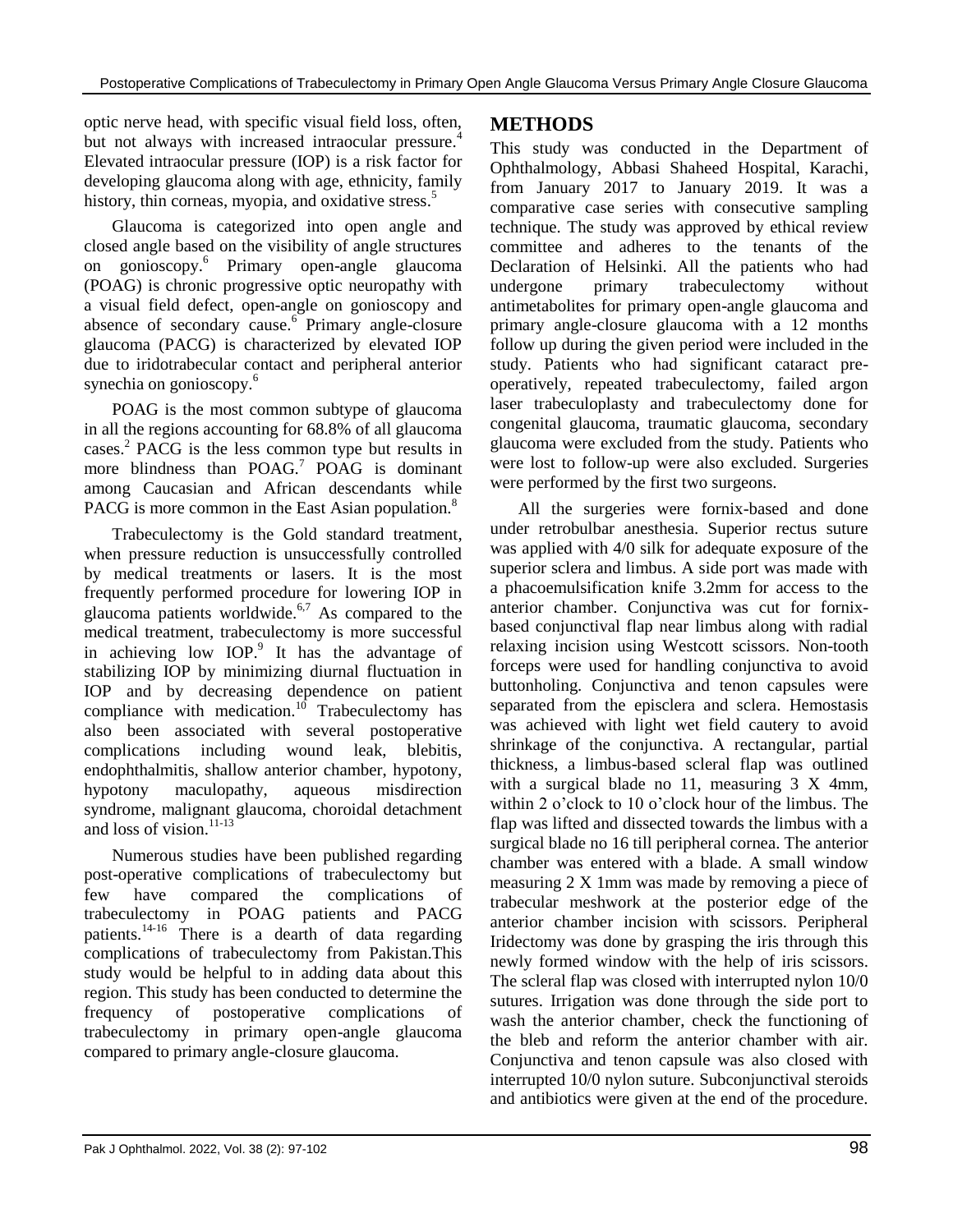optic nerve head, with specific visual field loss, often, but not always with increased intraocular pressure.[4] Elevated intraocular pressure (IOP) is a risk factor for developing glaucoma along with age, ethnicity, family history, thin corneas, myopia, and oxidative stress.[5]

Glaucoma is categorized into open angle and closed angle based on the visibility of angle structures on gonioscopy.[6] Primary open-angle glaucoma (POAG) is chronic progressive optic neuropathy with a visual field defect, open-angle on gonioscopy and absence of secondary cause.[6] Primary angle-closure glaucoma (PACG) is characterized by elevated IOP due to iridotrabecular contact and peripheral anterior synechia on gonioscopy.[6]

POAG is the most common subtype of glaucoma in all the regions accounting for 68.8% of all glaucoma cases.[2] PACG is the less common type but results in more blindness than POAG.[7] POAG is dominant among Caucasian and African descendants while PACG is more common in the East Asian population.[8]

Trabeculectomy is the Gold standard treatment, when pressure reduction is unsuccessfully controlled by medical treatments or lasers. It is the most frequently performed procedure for lowering IOP in glaucoma patients worldwide.[6,7] As compared to the medical treatment, trabeculectomy is more successful in achieving low IOP.[9] It has the advantage of stabilizing IOP by minimizing diurnal fluctuation in IOP and by decreasing dependence on patient compliance with medication.[10] Trabeculectomy has also been associated with several postoperative complications including wound leak, blebitis, endophthalmitis, shallow anterior chamber, hypotony, hypotony maculopathy, aqueous misdirection syndrome, malignant glaucoma, choroidal detachment and loss of vision.[11-13]

Numerous studies have been published regarding post-operative complications of trabeculectomy but few have compared the complications of trabeculectomy in POAG patients and PACG patients.[14-16] There is a dearth of data regarding complications of trabeculectomy from Pakistan.This study would be helpful to in adding data about this region. This study has been conducted to determine the frequency of postoperative complications of trabeculectomy in primary open-angle glaucoma compared to primary angle-closure glaucoma.

## METHODS

This study was conducted in the Department of Ophthalmology, Abbasi Shaheed Hospital, Karachi, from January 2017 to January 2019. It was a comparative case series with consecutive sampling technique. The study was approved by ethical review committee and adheres to the tenants of the Declaration of Helsinki. All the patients who had undergone primary trabeculectomy without antimetabolites for primary open-angle glaucoma and primary angle-closure glaucoma with a 12 months follow up during the given period were included in the study. Patients who had significant cataract pre-operatively, repeated trabeculectomy, failed argon laser trabeculoplasty and trabeculectomy done for congenital glaucoma, traumatic glaucoma, secondary glaucoma were excluded from the study. Patients who were lost to follow-up were also excluded. Surgeries were performed by the first two surgeons.

All the surgeries were fornix-based and done under retrobulbar anesthesia. Superior rectus suture was applied with 4/0 silk for adequate exposure of the superior sclera and limbus. A side port was made with a phacoemulsification knife 3.2mm for access to the anterior chamber. Conjunctiva was cut for fornix-based conjunctival flap near limbus along with radial relaxing incision using Westcott scissors. Non-tooth forceps were used for handling conjunctiva to avoid buttonholing. Conjunctiva and tenon capsules were separated from the episclera and sclera. Hemostasis was achieved with light wet field cautery to avoid shrinkage of the conjunctiva. A rectangular, partial thickness, a limbus-based scleral flap was outlined with a surgical blade no 11, measuring 3 X 4mm, within 2 o'clock to 10 o'clock hour of the limbus. The flap was lifted and dissected towards the limbus with a surgical blade no 16 till peripheral cornea. The anterior chamber was entered with a blade. A small window measuring 2 X 1mm was made by removing a piece of trabecular meshwork at the posterior edge of the anterior chamber incision with scissors. Peripheral Iridectomy was done by grasping the iris through this newly formed window with the help of iris scissors. The scleral flap was closed with interrupted nylon 10/0 sutures. Irrigation was done through the side port to wash the anterior chamber, check the functioning of the bleb and reform the anterior chamber with air. Conjunctiva and tenon capsule was also closed with interrupted 10/0 nylon suture. Subconjunctival steroids and antibiotics were given at the end of the procedure.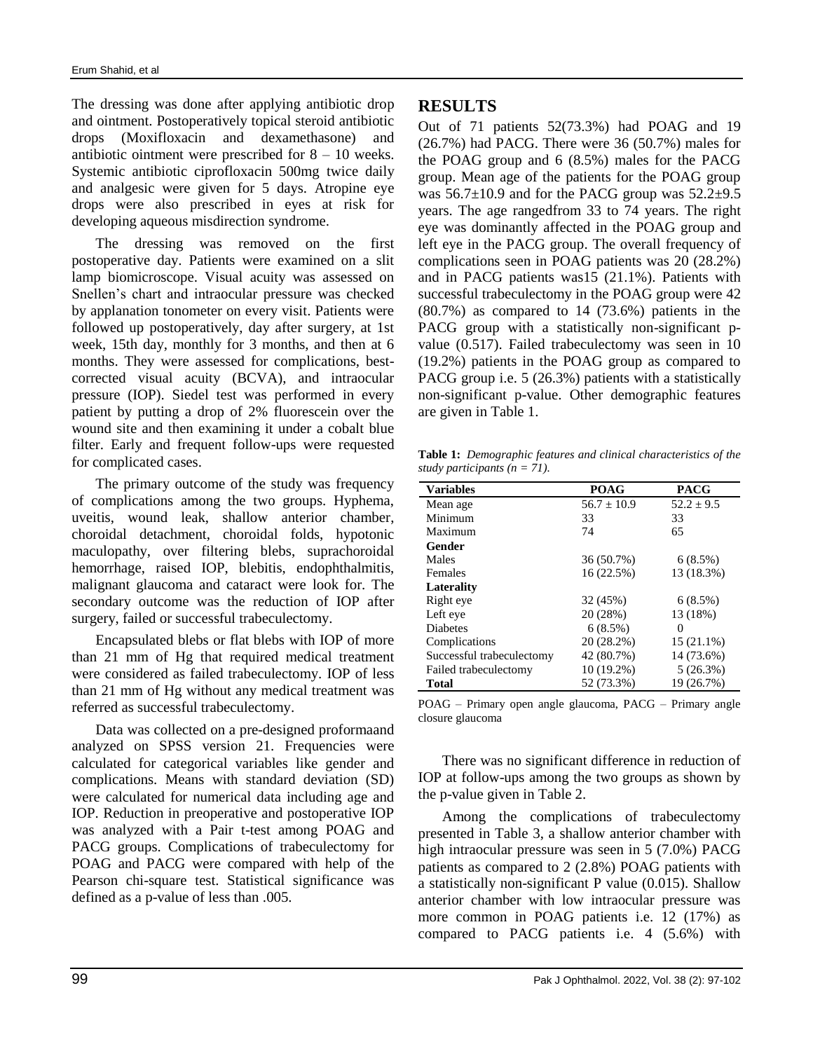The dressing was done after applying antibiotic drop and ointment. Postoperatively topical steroid antibiotic drops (Moxifloxacin and dexamethasone) and antibiotic ointment were prescribed for 8 – 10 weeks. Systemic antibiotic ciprofloxacin 500mg twice daily and analgesic were given for 5 days. Atropine eye drops were also prescribed in eyes at risk for developing aqueous misdirection syndrome.

The dressing was removed on the first postoperative day. Patients were examined on a slit lamp biomicroscope. Visual acuity was assessed on Snellen's chart and intraocular pressure was checked by applanation tonometer on every visit. Patients were followed up postoperatively, day after surgery, at 1st week, 15th day, monthly for 3 months, and then at 6 months. They were assessed for complications, best-corrected visual acuity (BCVA), and intraocular pressure (IOP). Siedel test was performed in every patient by putting a drop of 2% fluorescein over the wound site and then examining it under a cobalt blue filter. Early and frequent follow-ups were requested for complicated cases.

The primary outcome of the study was frequency of complications among the two groups. Hyphema, uveitis, wound leak, shallow anterior chamber, choroidal detachment, choroidal folds, hypotonic maculopathy, over filtering blebs, suprachoroidal hemorrhage, raised IOP, blebitis, endophthalmitis, malignant glaucoma and cataract were look for. The secondary outcome was the reduction of IOP after surgery, failed or successful trabeculectomy.

Encapsulated blebs or flat blebs with IOP of more than 21 mm of Hg that required medical treatment were considered as failed trabeculectomy. IOP of less than 21 mm of Hg without any medical treatment was referred as successful trabeculectomy.

Data was collected on a pre-designed proformaand analyzed on SPSS version 21. Frequencies were calculated for categorical variables like gender and complications. Means with standard deviation (SD) were calculated for numerical data including age and IOP. Reduction in preoperative and postoperative IOP was analyzed with a Pair t-test among POAG and PACG groups. Complications of trabeculectomy for POAG and PACG were compared with help of the Pearson chi-square test. Statistical significance was defined as a p-value of less than .005.

## RESULTS

Out of 71 patients 52(73.3%) had POAG and 19 (26.7%) had PACG. There were 36 (50.7%) males for the POAG group and 6 (8.5%) males for the PACG group. Mean age of the patients for the POAG group was 56.7±10.9 and for the PACG group was 52.2±9.5 years. The age rangedfrom 33 to 74 years. The right eye was dominantly affected in the POAG group and left eye in the PACG group. The overall frequency of complications seen in POAG patients was 20 (28.2%) and in PACG patients was15 (21.1%). Patients with successful trabeculectomy in the POAG group were 42 (80.7%) as compared to 14 (73.6%) patients in the PACG group with a statistically non-significant p-value (0.517). Failed trabeculectomy was seen in 10 (19.2%) patients in the POAG group as compared to PACG group i.e. 5 (26.3%) patients with a statistically non-significant p-value. Other demographic features are given in Table 1.

**Table 1:** *Demographic features and clinical characteristics of the study participants (n = 71).*

| Variables | POAG | PACG |
|---|---|---|
| Mean age | 56.7 ± 10.9 | 52.2 ± 9.5 |
| Minimum | 33 | 33 |
| Maximum | 74 | 65 |
| **Gender** | | |
| Males | 36 (50.7%) | 6 (8.5%) |
| Females | 16 (22.5%) | 13 (18.3%) |
| **Laterality** | | |
| Right eye | 32 (45%) | 6 (8.5%) |
| Left eye | 20 (28%) | 13 (18%) |
| Diabetes | 6 (8.5%) | 0 |
| Complications | 20 (28.2%) | 15 (21.1%) |
| Successful trabeculectomy | 42 (80.7%) | 14 (73.6%) |
| Failed trabeculectomy | 10 (19.2%) | 5 (26.3%) |
| **Total** | 52 (73.3%) | 19 (26.7%) |

POAG – Primary open angle glaucoma, PACG – Primary angle closure glaucoma

There was no significant difference in reduction of IOP at follow-ups among the two groups as shown by the p-value given in Table 2.

Among the complications of trabeculectomy presented in Table 3, a shallow anterior chamber with high intraocular pressure was seen in 5 (7.0%) PACG patients as compared to 2 (2.8%) POAG patients with a statistically non-significant P value (0.015). Shallow anterior chamber with low intraocular pressure was more common in POAG patients i.e. 12 (17%) as compared to PACG patients i.e. 4 (5.6%) with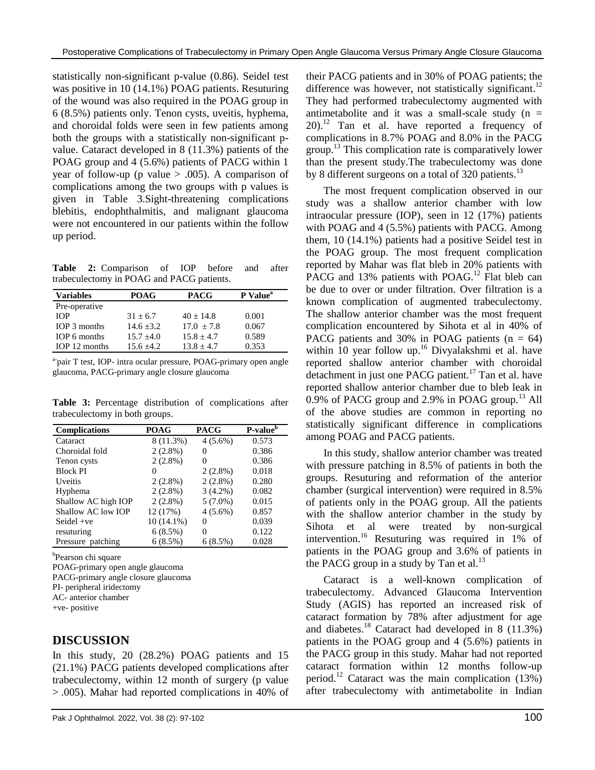statistically non-significant p-value (0.86). Seidel test was positive in 10 (14.1%) POAG patients. Resuturing of the wound was also required in the POAG group in 6 (8.5%) patients only. Tenon cysts, uveitis, hyphema, and choroidal folds were seen in few patients among both the groups with a statistically non-significant p-value. Cataract developed in 8 (11.3%) patients of the POAG group and 4 (5.6%) patients of PACG within 1 year of follow-up (p value > .005). A comparison of complications among the two groups with p values is given in Table 3.Sight-threatening complications blebitis, endophthalmitis, and malignant glaucoma were not encountered in our patients within the follow up period.

**Table 2:** Comparison of IOP before and after trabeculectomy in POAG and PACG patients.

| Variables | POAG | PACG | P Value[a] |
|---|---|---|---|
| Pre-operative IOP | 31 ± 6.7 | 40 ± 14.8 | 0.001 |
| IOP 3 months | 14.6 ±3.2 | 17.0 ± 7.8 | 0.067 |
| IOP 6 months | 15.7 ±4.0 | 15.8 ± 4.7 | 0.589 |
| IOP 12 months | 15.6 ±4.2 | 13.8 ± 4.7 | 0.353 |

[a]-pair T test, IOP- intra ocular pressure, POAG-primary open angle glaucoma, PACG-primary angle closure glaucoma

**Table 3:** Percentage distribution of complications after trabeculectomy in both groups.

| Complications | POAG | PACG | P-value[b] |
|---|---|---|---|
| Cataract | 8 (11.3%) | 4 (5.6%) | 0.573 |
| Choroidal fold | 2 (2.8%) | 0 | 0.386 |
| Tenon cysts | 2 (2.8%) | 0 | 0.386 |
| Block PI | 0 | 2 (2.8%) | 0.018 |
| Uveitis | 2 (2.8%) | 2 (2.8%) | 0.280 |
| Hyphema | 2 (2.8%) | 3 (4.2%) | 0.082 |
| Shallow AC high IOP | 2 (2.8%) | 5 (7.0%) | 0.015 |
| Shallow AC low IOP | 12 (17%) | 4 (5.6%) | 0.857 |
| Seidel +ve | 10 (14.1%) | 0 | 0.039 |
| resuturing | 6 (8.5%) | 0 | 0.122 |
| Pressure patching | 6 (8.5%) | 6 (8.5%) | 0.028 |

[b]Pearson chi square
POAG-primary open angle glaucoma
PACG-primary angle closure glaucoma
PI- peripheral iridectomy
AC- anterior chamber
+ve- positive

## DISCUSSION

In this study, 20 (28.2%) POAG patients and 15 (21.1%) PACG patients developed complications after trabeculectomy, within 12 month of surgery (p value > .005). Mahar had reported complications in 40% of their PACG patients and in 30% of POAG patients; the difference was however, not statistically significant.[12] They had performed trabeculectomy augmented with antimetabolite and it was a small-scale study (n = 20).[12] Tan et al. have reported a frequency of complications in 8.7% POAG and 8.0% in the PACG group.[13] This complication rate is comparatively lower than the present study.The trabeculectomy was done by 8 different surgeons on a total of 320 patients.[13]

The most frequent complication observed in our study was a shallow anterior chamber with low intraocular pressure (IOP), seen in 12 (17%) patients with POAG and 4 (5.5%) patients with PACG. Among them, 10 (14.1%) patients had a positive Seidel test in the POAG group. The most frequent complication reported by Mahar was flat bleb in 20% patients with PACG and 13% patients with POAG.[12] Flat bleb can be due to over or under filtration. Over filtration is a known complication of augmented trabeculectomy. The shallow anterior chamber was the most frequent complication encountered by Sihota et al in 40% of PACG patients and 30% in POAG patients (n = 64) within 10 year follow up.[16] Divyalakshmi et al. have reported shallow anterior chamber with choroidal detachment in just one PACG patient.[17] Tan et al. have reported shallow anterior chamber due to bleb leak in 0.9% of PACG group and 2.9% in POAG group.[13] All of the above studies are common in reporting no statistically significant difference in complications among POAG and PACG patients.

In this study, shallow anterior chamber was treated with pressure patching in 8.5% of patients in both the groups. Resuturing and reformation of the anterior chamber (surgical intervention) were required in 8.5% of patients only in the POAG group. All the patients with the shallow anterior chamber in the study by Sihota et al were treated by non-surgical intervention.[16] Resuturing was required in 1% of patients in the POAG group and 3.6% of patients in the PACG group in a study by Tan et al.[13]

Cataract is a well-known complication of trabeculectomy. Advanced Glaucoma Intervention Study (AGIS) has reported an increased risk of cataract formation by 78% after adjustment for age and diabetes.[18] Cataract had developed in 8 (11.3%) patients in the POAG group and 4 (5.6%) patients in the PACG group in this study. Mahar had not reported cataract formation within 12 months follow-up period.[12] Cataract was the main complication (13%) after trabeculectomy with antimetabolite in Indian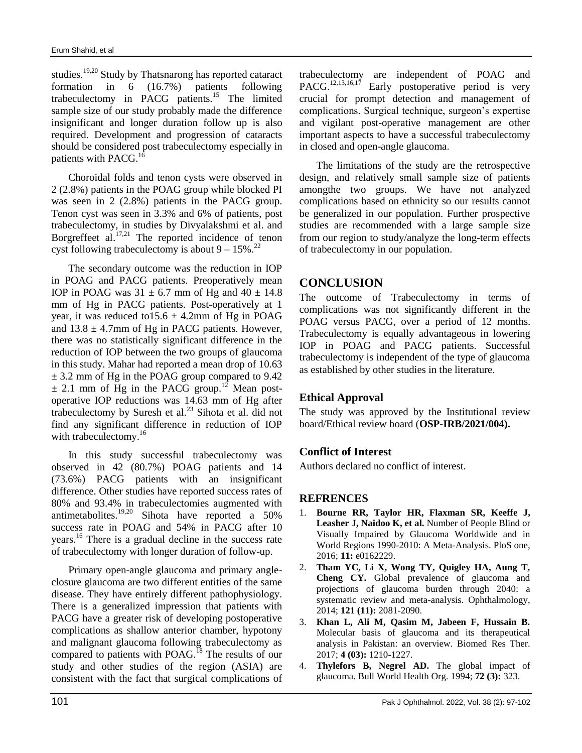studies.[19,20] Study by Thatsnarong has reported cataract formation in 6 (16.7%) patients following trabeculectomy in PACG patients.[15] The limited sample size of our study probably made the difference insignificant and longer duration follow up is also required. Development and progression of cataracts should be considered post trabeculectomy especially in patients with PACG.[16]

Choroidal folds and tenon cysts were observed in 2 (2.8%) patients in the POAG group while blocked PI was seen in 2 (2.8%) patients in the PACG group. Tenon cyst was seen in 3.3% and 6% of patients, post trabeculectomy, in studies by Divyalakshmi et al. and Borgreffeet al.[17,21] The reported incidence of tenon cyst following trabeculectomy is about 9 – 15%.[22]

The secondary outcome was the reduction in IOP in POAG and PACG patients. Preoperatively mean IOP in POAG was 31 ± 6.7 mm of Hg and 40 ± 14.8 mm of Hg in PACG patients. Post-operatively at 1 year, it was reduced to15.6 ± 4.2mm of Hg in POAG and 13.8 ± 4.7mm of Hg in PACG patients. However, there was no statistically significant difference in the reduction of IOP between the two groups of glaucoma in this study. Mahar had reported a mean drop of 10.63 ± 3.2 mm of Hg in the POAG group compared to 9.42 ± 2.1 mm of Hg in the PACG group.[12] Mean post-operative IOP reductions was 14.63 mm of Hg after trabeculectomy by Suresh et al.[23] Sihota et al. did not find any significant difference in reduction of IOP with trabeculectomy.[16]

In this study successful trabeculectomy was observed in 42 (80.7%) POAG patients and 14 (73.6%) PACG patients with an insignificant difference. Other studies have reported success rates of 80% and 93.4% in trabeculectomies augmented with antimetabolites.[19,20] Sihota have reported a 50% success rate in POAG and 54% in PACG after 10 years.[16] There is a gradual decline in the success rate of trabeculectomy with longer duration of follow-up.

Primary open-angle glaucoma and primary angle-closure glaucoma are two different entities of the same disease. They have entirely different pathophysiology. There is a generalized impression that patients with PACG have a greater risk of developing postoperative complications as shallow anterior chamber, hypotony and malignant glaucoma following trabeculectomy as compared to patients with POAG.[18] The results of our study and other studies of the region (ASIA) are consistent with the fact that surgical complications of trabeculectomy are independent of POAG and PACG.[12,13,16,17] Early postoperative period is very crucial for prompt detection and management of complications. Surgical technique, surgeon's expertise and vigilant post-operative management are other important aspects to have a successful trabeculectomy in closed and open-angle glaucoma.

The limitations of the study are the retrospective design, and relatively small sample size of patients amongthe two groups. We have not analyzed complications based on ethnicity so our results cannot be generalized in our population. Further prospective studies are recommended with a large sample size from our region to study/analyze the long-term effects of trabeculectomy in our population.

## CONCLUSION

The outcome of Trabeculectomy in terms of complications was not significantly different in the POAG versus PACG, over a period of 12 months. Trabeculectomy is equally advantageous in lowering IOP in POAG and PACG patients. Successful trabeculectomy is independent of the type of glaucoma as established by other studies in the literature.

### Ethical Approval

The study was approved by the Institutional review board/Ethical review board (**OSP-IRB/2021/004).**

### Conflict of Interest

Authors declared no conflict of interest.

## REFRENCES

1. **Bourne RR, Taylor HR, Flaxman SR, Keeffe J, Leasher J, Naidoo K, et al.** Number of People Blind or Visually Impaired by Glaucoma Worldwide and in World Regions 1990-2010: A Meta-Analysis. PloS one, 2016; **11:** e0162229.
2. **Tham YC, Li X, Wong TY, Quigley HA, Aung T, Cheng CY.** Global prevalence of glaucoma and projections of glaucoma burden through 2040: a systematic review and meta-analysis. Ophthalmology, 2014; **121 (11):** 2081-2090.
3. **Khan L, Ali M, Qasim M, Jabeen F, Hussain B.** Molecular basis of glaucoma and its therapeutical analysis in Pakistan: an overview. Biomed Res Ther. 2017; **4 (03):** 1210-1227.
4. **Thylefors B, Negrel AD.** The global impact of glaucoma. Bull World Health Org. 1994; **72 (3):** 323.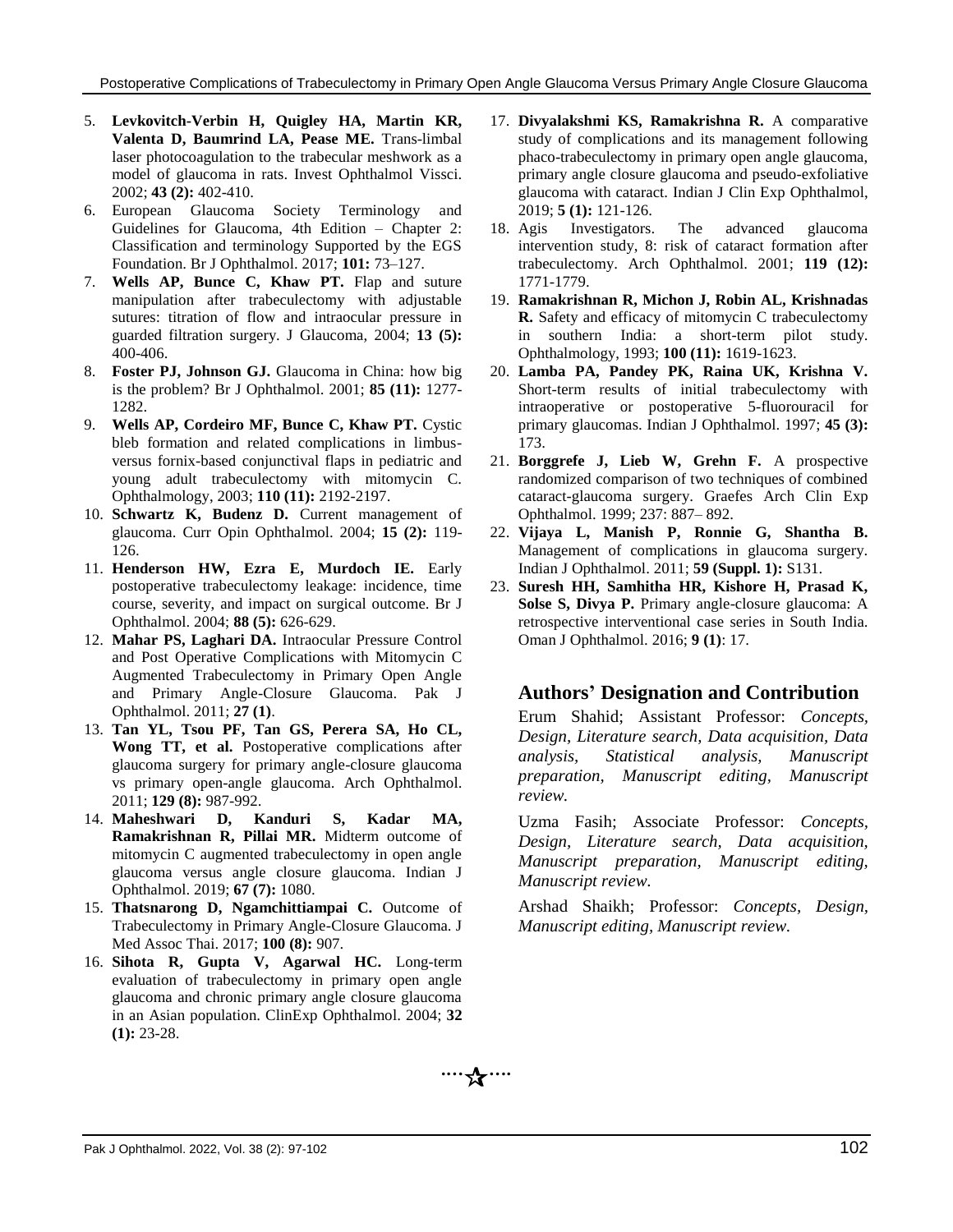5. **Levkovitch-Verbin H, Quigley HA, Martin KR, Valenta D, Baumrind LA, Pease ME.** Trans-limbal laser photocoagulation to the trabecular meshwork as a model of glaucoma in rats. Invest Ophthalmol Vissci. 2002; **43 (2):** 402-410.
6. European Glaucoma Society Terminology and Guidelines for Glaucoma, 4th Edition – Chapter 2: Classification and terminology Supported by the EGS Foundation. Br J Ophthalmol. 2017; **101:** 73–127.
7. **Wells AP, Bunce C, Khaw PT.** Flap and suture manipulation after trabeculectomy with adjustable sutures: titration of flow and intraocular pressure in guarded filtration surgery. J Glaucoma, 2004; **13 (5):** 400-406.
8. **Foster PJ, Johnson GJ.** Glaucoma in China: how big is the problem? Br J Ophthalmol. 2001; **85 (11):** 1277-1282.
9. **Wells AP, Cordeiro MF, Bunce C, Khaw PT.** Cystic bleb formation and related complications in limbus-versus fornix-based conjunctival flaps in pediatric and young adult trabeculectomy with mitomycin C. Ophthalmology, 2003; **110 (11):** 2192-2197.
10. **Schwartz K, Budenz D.** Current management of glaucoma. Curr Opin Ophthalmol. 2004; **15 (2):** 119-126.
11. **Henderson HW, Ezra E, Murdoch IE.** Early postoperative trabeculectomy leakage: incidence, time course, severity, and impact on surgical outcome. Br J Ophthalmol. 2004; **88 (5):** 626-629.
12. **Mahar PS, Laghari DA.** Intraocular Pressure Control and Post Operative Complications with Mitomycin C Augmented Trabeculectomy in Primary Open Angle and Primary Angle-Closure Glaucoma. Pak J Ophthalmol. 2011; **27 (1)**.
13. **Tan YL, Tsou PF, Tan GS, Perera SA, Ho CL, Wong TT, et al.** Postoperative complications after glaucoma surgery for primary angle-closure glaucoma vs primary open-angle glaucoma. Arch Ophthalmol. 2011; **129 (8):** 987-992.
14. **Maheshwari D, Kanduri S, Kadar MA, Ramakrishnan R, Pillai MR.** Midterm outcome of mitomycin C augmented trabeculectomy in open angle glaucoma versus angle closure glaucoma. Indian J Ophthalmol. 2019; **67 (7):** 1080.
15. **Thatsnarong D, Ngamchittiampai C.** Outcome of Trabeculectomy in Primary Angle-Closure Glaucoma. J Med Assoc Thai. 2017; **100 (8):** 907.
16. **Sihota R, Gupta V, Agarwal HC.** Long-term evaluation of trabeculectomy in primary open angle glaucoma and chronic primary angle closure glaucoma in an Asian population. ClinExp Ophthalmol. 2004; **32 (1):** 23-28.
17. **Divyalakshmi KS, Ramakrishna R.** A comparative study of complications and its management following phaco-trabeculectomy in primary open angle glaucoma, primary angle closure glaucoma and pseudo-exfoliative glaucoma with cataract. Indian J Clin Exp Ophthalmol, 2019; **5 (1):** 121-126.
18. Agis Investigators. The advanced glaucoma intervention study, 8: risk of cataract formation after trabeculectomy. Arch Ophthalmol. 2001; **119 (12):** 1771-1779.
19. **Ramakrishnan R, Michon J, Robin AL, Krishnadas R.** Safety and efficacy of mitomycin C trabeculectomy in southern India: a short-term pilot study. Ophthalmology, 1993; **100 (11):** 1619-1623.
20. **Lamba PA, Pandey PK, Raina UK, Krishna V.** Short-term results of initial trabeculectomy with intraoperative or postoperative 5-fluorouracil for primary glaucomas. Indian J Ophthalmol. 1997; **45 (3):** 173.
21. **Borggrefe J, Lieb W, Grehn F.** A prospective randomized comparison of two techniques of combined cataract-glaucoma surgery. Graefes Arch Clin Exp Ophthalmol. 1999; 237: 887– 892.
22. **Vijaya L, Manish P, Ronnie G, Shantha B.** Management of complications in glaucoma surgery. Indian J Ophthalmol. 2011; **59 (Suppl. 1):** S131.
23. **Suresh HH, Samhitha HR, Kishore H, Prasad K, Solse S, Divya P.** Primary angle-closure glaucoma: A retrospective interventional case series in South India. Oman J Ophthalmol. 2016; **9 (1)**: 17.

## Authors' Designation and Contribution

Erum Shahid; Assistant Professor: *Concepts, Design, Literature search, Data acquisition, Data analysis, Statistical analysis, Manuscript preparation, Manuscript editing, Manuscript review.*

Uzma Fasih; Associate Professor: *Concepts, Design, Literature search, Data acquisition, Manuscript preparation, Manuscript editing, Manuscript review.*

Arshad Shaikh; Professor: *Concepts, Design, Manuscript editing, Manuscript review.*